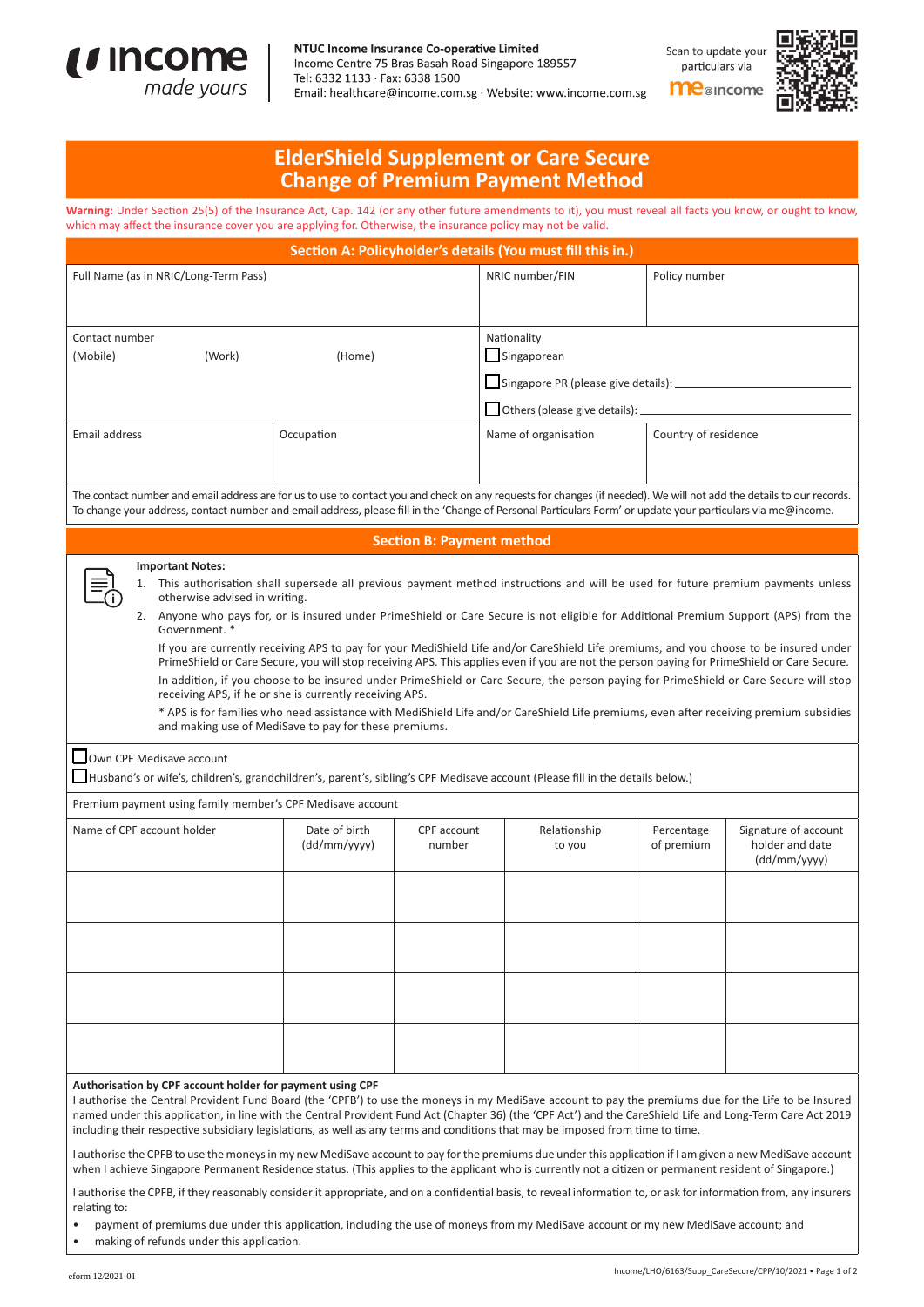income made yours

**NTUC Income Insurance Co-operative Limited**
Income Centre 75 Bras Basah Road Singapore 189557
Tel: 6332 1133 · Fax: 6338 1500
Email: healthcare@income.com.sg · Website: www.income.com.sg

Scan to update your particulars via me@income

# ElderShield Supplement or Care Secure Change of Premium Payment Method

**Warning:** Under Section 25(5) of the Insurance Act, Cap. 142 (or any other future amendments to it), you must reveal all facts you know, or ought to know, which may affect the insurance cover you are applying for. Otherwise, the insurance policy may not be valid.

## Section A: Policyholder's details (You must fill this in.)

| Full Name (as in NRIC/Long-Term Pass) | | NRIC number/FIN | Policy number |
|---|---|---|---|
| Contact number (Mobile) (Work) (Home) | | Nationality ☐ Singaporean ☐ Singapore PR (please give details): ______ ☐ Others (please give details): ______ | |
| Email address | Occupation | Name of organisation | Country of residence |

The contact number and email address are for us to use to contact you and check on any requests for changes (if needed). We will not add the details to our records. To change your address, contact number and email address, please fill in the 'Change of Personal Particulars Form' or update your particulars via me@income.

## Section B: Payment method

**Important Notes:**

1. This authorisation shall supersede all previous payment method instructions and will be used for future premium payments unless otherwise advised in writing.
2. Anyone who pays for, or is insured under PrimeShield or Care Secure is not eligible for Additional Premium Support (APS) from the Government. *

   If you are currently receiving APS to pay for your MediShield Life and/or CareShield Life premiums, and you choose to be insured under PrimeShield or Care Secure, you will stop receiving APS. This applies even if you are not the person paying for PrimeShield or Care Secure.

   In addition, if you choose to be insured under PrimeShield or Care Secure, the person paying for PrimeShield or Care Secure will stop receiving APS, if he or she is currently receiving APS.

   * APS is for families who need assistance with MediShield Life and/or CareShield Life premiums, even after receiving premium subsidies and making use of MediSave to pay for these premiums.

☐ Own CPF Medisave account

☐ Husband's or wife's, children's, grandchildren's, parent's, sibling's CPF Medisave account (Please fill in the details below.)

Premium payment using family member's CPF Medisave account

| Name of CPF account holder | Date of birth (dd/mm/yyyy) | CPF account number | Relationship to you | Percentage of premium | Signature of account holder and date (dd/mm/yyyy) |
|---|---|---|---|---|---|
| | | | | | |
| | | | | | |
| | | | | | |
| | | | | | |

**Authorisation by CPF account holder for payment using CPF**

I authorise the Central Provident Fund Board (the 'CPFB') to use the moneys in my MediSave account to pay the premiums due for the Life to be Insured named under this application, in line with the Central Provident Fund Act (Chapter 36) (the 'CPF Act') and the CareShield Life and Long-Term Care Act 2019 including their respective subsidiary legislations, as well as any terms and conditions that may be imposed from time to time.

I authorise the CPFB to use the moneys in my new MediSave account to pay for the premiums due under this application if I am given a new MediSave account when I achieve Singapore Permanent Residence status. (This applies to the applicant who is currently not a citizen or permanent resident of Singapore.)

I authorise the CPFB, if they reasonably consider it appropriate, and on a confidential basis, to reveal information to, or ask for information from, any insurers relating to:

- payment of premiums due under this application, including the use of moneys from my MediSave account or my new MediSave account; and
- making of refunds under this application.

eform 12/2021-01

Income/LHO/6163/Supp_CareSecure/CPF/10/2021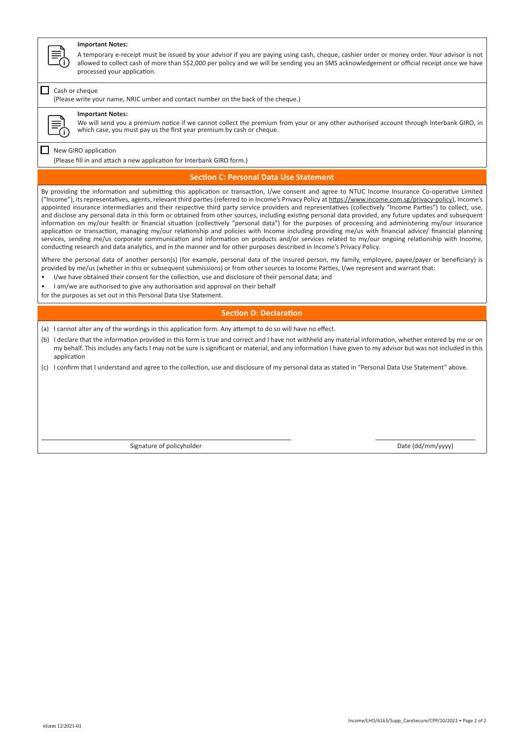**Important Notes:**

A temporary e-receipt must be issued by your advisor if you are paying using cash, cheque, cashier order or money order. Your advisor is not allowed to collect cash of more than S$2,000 per policy and we will be sending you an SMS acknowledgement or official receipt once we have processed your application.

☐ Cash or cheque
(Please write your name, NRIC umber and contact number on the back of the cheque.)

**Important Notes:**

We will send you a premium notice if we cannot collect the premium from your or any other authorised account through Interbank GIRO, in which case, you must pay us the first year premium by cash or cheque.

☐ New GIRO application
(Please fill in and attach a new application for Interbank GIRO form.)

## Section C: Personal Data Use Statement

By providing the information and submitting this application or transaction, I/we consent and agree to NTUC Income Insurance Co-operative Limited ("Income"), its representatives, agents, relevant third parties (referred to in Income's Privacy Policy at https://www.income.com.sg/privacy-policy), Income's appointed insurance intermediaries and their respective third party service providers and representatives (collectively "Income Parties") to collect, use, and disclose any personal data in this form or obtained from other sources, including existing personal data provided, any future updates and subsequent information on my/our health or financial situation (collectively "personal data") for the purposes of processing and administering my/our insurance application or transaction, managing my/our relationship and policies with Income including providing me/us with financial advice/ financial planning services, sending me/us corporate communication and information on products and/or services related to my/our ongoing relationship with Income, conducting research and data analytics, and in the manner and for other purposes described in Income's Privacy Policy.

Where the personal data of another person(s) (for example, personal data of the insured person, my family, employee, payee/payer or beneficiary) is provided by me/us (whether in this or subsequent submissions) or from other sources to Income Parties, I/we represent and warrant that:

- I/we have obtained their consent for the collection, use and disclosure of their personal data; and
- I am/we are authorised to give any authorisation and approval on their behalf

for the purposes as set out in this Personal Data Use Statement.

## Section D: Declaration

(a) I cannot alter any of the wordings in this application form. Any attempt to do so will have no effect.

(b) I declare that the information provided in this form is true and correct and I have not withheld any material information, whether entered by me or on my behalf. This includes any facts I may not be sure is significant or material, and any information I have given to my advisor but was not included in this application

(c) I confirm that I understand and agree to the collection, use and disclosure of my personal data as stated in "Personal Data Use Statement" above.

_______________________________ Signature of policyholder

_______________ Date (dd/mm/yyyy)

Income/LHO/6163/Supp_CareSecure/CPP/10/2021

eform 12/2021-01